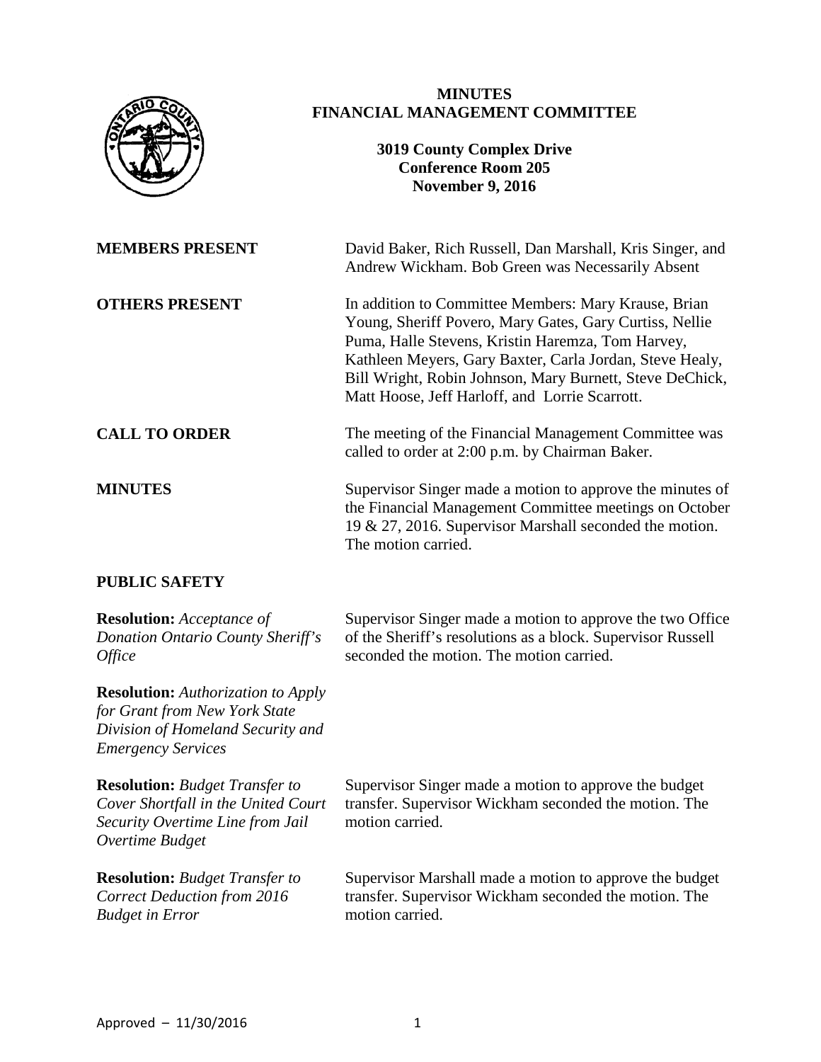# MINUTES
## FINANCIAL MANAGEMENT COMMITTEE

**3019 County Complex Drive**
**Conference Room 205**
**November 9, 2016**

**MEMBERS PRESENT**

David Baker, Rich Russell, Dan Marshall, Kris Singer, and Andrew Wickham. Bob Green was Necessarily Absent

**OTHERS PRESENT**

In addition to Committee Members: Mary Krause, Brian Young, Sheriff Povero, Mary Gates, Gary Curtiss, Nellie Puma, Halle Stevens, Kristin Haremza, Tom Harvey, Kathleen Meyers, Gary Baxter, Carla Jordan, Steve Healy, Bill Wright, Robin Johnson, Mary Burnett, Steve DeChick, Matt Hoose, Jeff Harloff, and Lorrie Scarrott.

**CALL TO ORDER**

The meeting of the Financial Management Committee was called to order at 2:00 p.m. by Chairman Baker.

**MINUTES**

Supervisor Singer made a motion to approve the minutes of the Financial Management Committee meetings on October 19 & 27, 2016. Supervisor Marshall seconded the motion. The motion carried.

**PUBLIC SAFETY**

**Resolution:** *Acceptance of Donation Ontario County Sheriff's Office*

**Resolution:** *Authorization to Apply for Grant from New York State Division of Homeland Security and Emergency Services*

Supervisor Singer made a motion to approve the two Office of the Sheriff's resolutions as a block. Supervisor Russell seconded the motion. The motion carried.

**Resolution:** *Budget Transfer to Cover Shortfall in the United Court Security Overtime Line from Jail Overtime Budget*

Supervisor Singer made a motion to approve the budget transfer. Supervisor Wickham seconded the motion. The motion carried.

**Resolution:** *Budget Transfer to Correct Deduction from 2016 Budget in Error*

Supervisor Marshall made a motion to approve the budget transfer. Supervisor Wickham seconded the motion. The motion carried.

Approved – 11/30/2016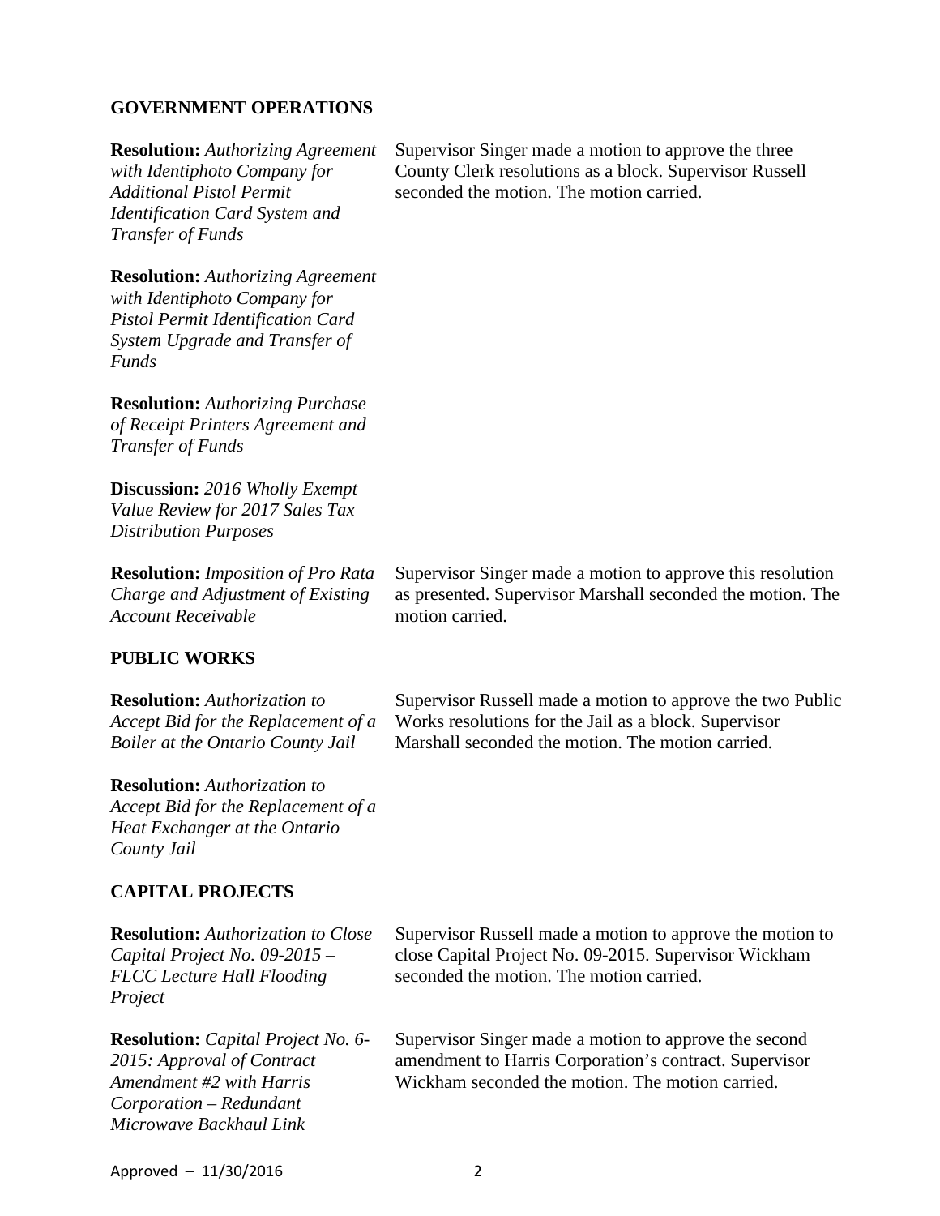## GOVERNMENT OPERATIONS

**Resolution:** *Authorizing Agreement with Identiphoto Company for Additional Pistol Permit Identification Card System and Transfer of Funds*

Supervisor Singer made a motion to approve the three County Clerk resolutions as a block. Supervisor Russell seconded the motion. The motion carried.

**Resolution:** *Authorizing Agreement with Identiphoto Company for Pistol Permit Identification Card System Upgrade and Transfer of Funds*

**Resolution:** *Authorizing Purchase of Receipt Printers Agreement and Transfer of Funds*

**Discussion:** *2016 Wholly Exempt Value Review for 2017 Sales Tax Distribution Purposes*

**Resolution:** *Imposition of Pro Rata Charge and Adjustment of Existing Account Receivable*

Supervisor Singer made a motion to approve this resolution as presented. Supervisor Marshall seconded the motion. The motion carried.

## PUBLIC WORKS

**Resolution:** *Authorization to Accept Bid for the Replacement of a Boiler at the Ontario County Jail*

Supervisor Russell made a motion to approve the two Public Works resolutions for the Jail as a block. Supervisor Marshall seconded the motion. The motion carried.

**Resolution:** *Authorization to Accept Bid for the Replacement of a Heat Exchanger at the Ontario County Jail*

## CAPITAL PROJECTS

**Resolution:** *Authorization to Close Capital Project No. 09-2015 – FLCC Lecture Hall Flooding Project*

Supervisor Russell made a motion to approve the motion to close Capital Project No. 09-2015. Supervisor Wickham seconded the motion. The motion carried.

**Resolution:** *Capital Project No. 6-2015: Approval of Contract Amendment #2 with Harris Corporation – Redundant Microwave Backhaul Link*

Supervisor Singer made a motion to approve the second amendment to Harris Corporation's contract. Supervisor Wickham seconded the motion. The motion carried.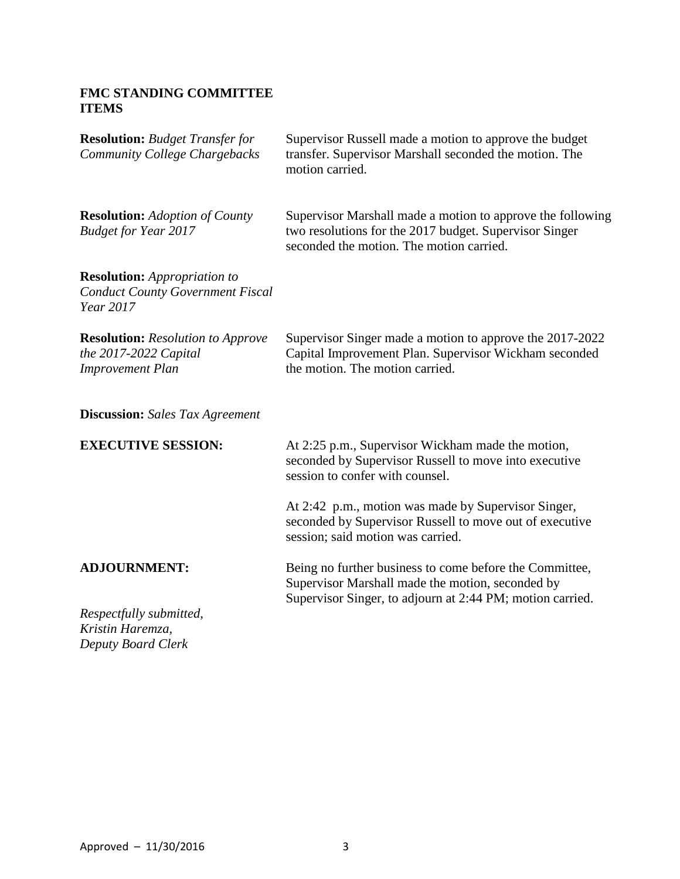**FMC STANDING COMMITTEE ITEMS**

**Resolution:** *Budget Transfer for Community College Chargebacks*

Supervisor Russell made a motion to approve the budget transfer. Supervisor Marshall seconded the motion. The motion carried.

**Resolution:** *Adoption of County Budget for Year 2017*

Supervisor Marshall made a motion to approve the following two resolutions for the 2017 budget. Supervisor Singer seconded the motion. The motion carried.

**Resolution:** *Appropriation to Conduct County Government Fiscal Year 2017*

**Resolution:** *Resolution to Approve the 2017-2022 Capital Improvement Plan*

Supervisor Singer made a motion to approve the 2017-2022 Capital Improvement Plan. Supervisor Wickham seconded the motion. The motion carried.

**Discussion:** *Sales Tax Agreement*

**EXECUTIVE SESSION:**

At 2:25 p.m., Supervisor Wickham made the motion, seconded by Supervisor Russell to move into executive session to confer with counsel.

At 2:42 p.m., motion was made by Supervisor Singer, seconded by Supervisor Russell to move out of executive session; said motion was carried.

**ADJOURNMENT:**

Being no further business to come before the Committee, Supervisor Marshall made the motion, seconded by Supervisor Singer, to adjourn at 2:44 PM; motion carried.

*Respectfully submitted,*
*Kristin Haremza,*
*Deputy Board Clerk*

Approved – 11/30/2016